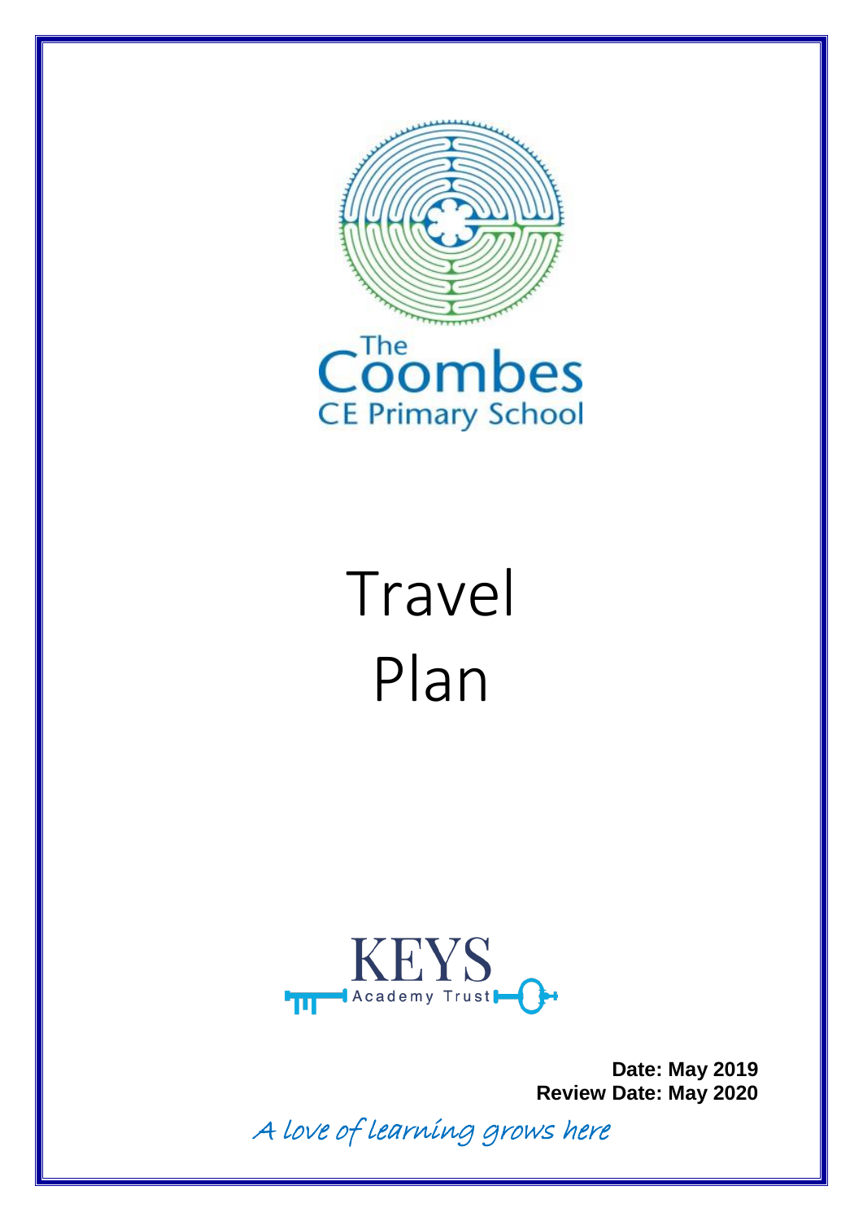The Coombes CE Primary School

# Travel Plan

KEYS Academy Trust

**Date: May 2019**
**Review Date: May 2020**

*A love of learning grows here*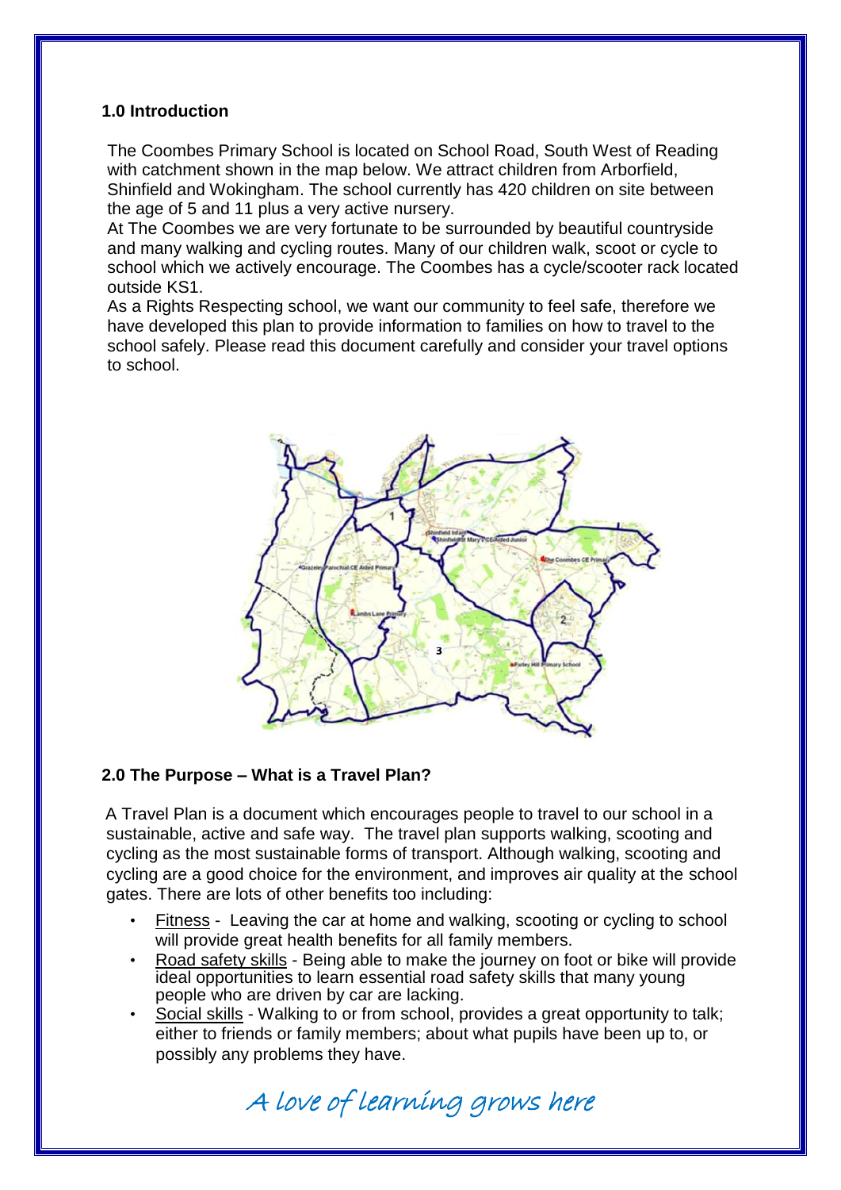## 1.0 Introduction

The Coombes Primary School is located on School Road, South West of Reading with catchment shown in the map below. We attract children from Arborfield, Shinfield and Wokingham. The school currently has 420 children on site between the age of 5 and 11 plus a very active nursery.

At The Coombes we are very fortunate to be surrounded by beautiful countryside and many walking and cycling routes. Many of our children walk, scoot or cycle to school which we actively encourage. The Coombes has a cycle/scooter rack located outside KS1.

As a Rights Respecting school, we want our community to feel safe, therefore we have developed this plan to provide information to families on how to travel to the school safely. Please read this document carefully and consider your travel options to school.

## 2.0 The Purpose – What is a Travel Plan?

A Travel Plan is a document which encourages people to travel to our school in a sustainable, active and safe way. The travel plan supports walking, scooting and cycling as the most sustainable forms of transport. Although walking, scooting and cycling are a good choice for the environment, and improves air quality at the school gates. There are lots of other benefits too including:

- Fitness - Leaving the car at home and walking, scooting or cycling to school will provide great health benefits for all family members.
- Road safety skills - Being able to make the journey on foot or bike will provide ideal opportunities to learn essential road safety skills that many young people who are driven by car are lacking.
- Social skills - Walking to or from school, provides a great opportunity to talk; either to friends or family members; about what pupils have been up to, or possibly any problems they have.

*A love of learning grows here*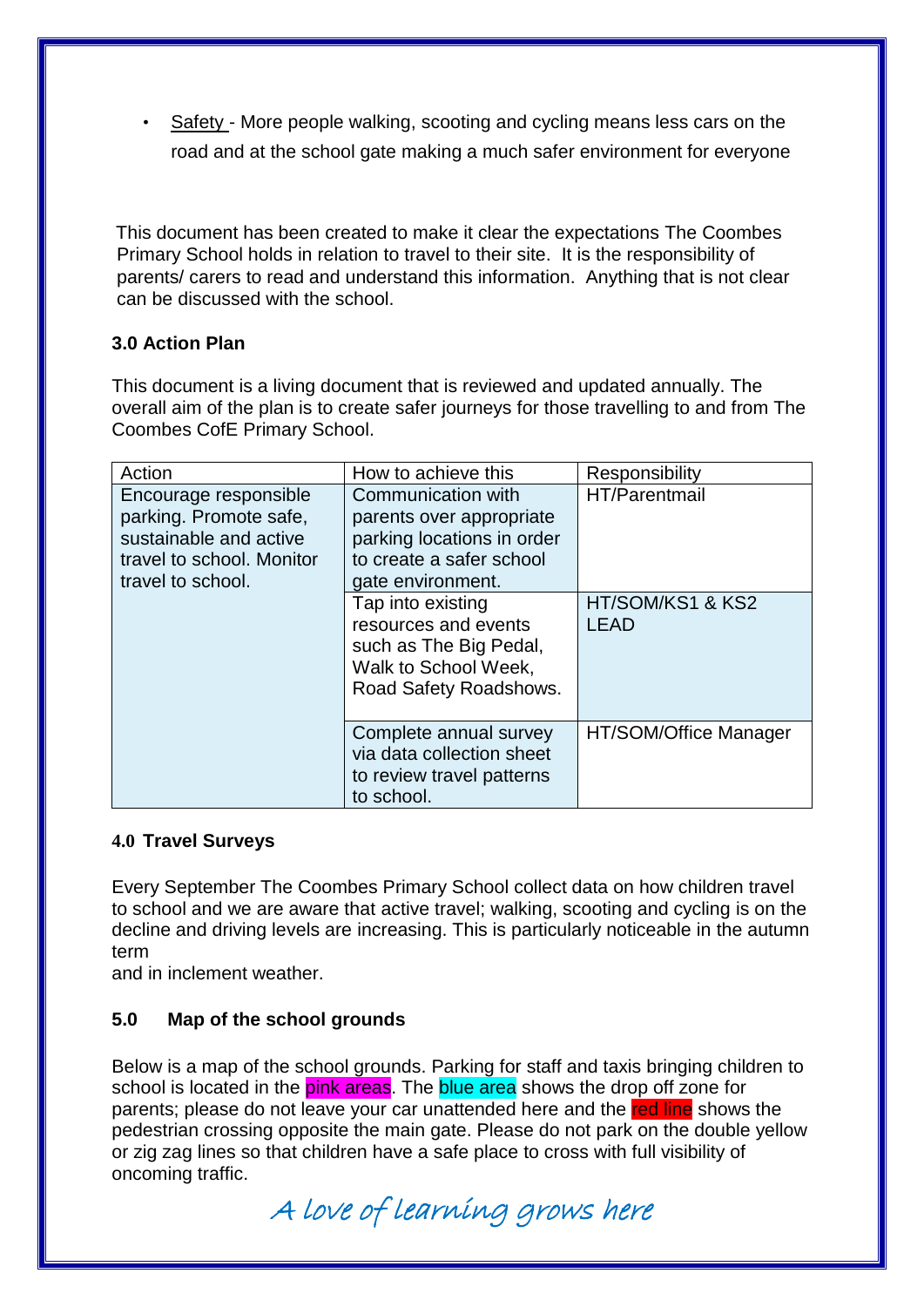- Safety - More people walking, scooting and cycling means less cars on the road and at the school gate making a much safer environment for everyone

This document has been created to make it clear the expectations The Coombes Primary School holds in relation to travel to their site. It is the responsibility of parents/ carers to read and understand this information. Anything that is not clear can be discussed with the school.

### 3.0 Action Plan

This document is a living document that is reviewed and updated annually. The overall aim of the plan is to create safer journeys for those travelling to and from The Coombes CofE Primary School.

| Action | How to achieve this | Responsibility |
|---|---|---|
| Encourage responsible parking. Promote safe, sustainable and active travel to school. Monitor travel to school. | Communication with parents over appropriate parking locations in order to create a safer school gate environment. | HT/Parentmail |
| | Tap into existing resources and events such as The Big Pedal, Walk to School Week, Road Safety Roadshows. | HT/SOM/KS1 & KS2 LEAD |
| | Complete annual survey via data collection sheet to review travel patterns to school. | HT/SOM/Office Manager |

### 4.0 Travel Surveys

Every September The Coombes Primary School collect data on how children travel to school and we are aware that active travel; walking, scooting and cycling is on the decline and driving levels are increasing. This is particularly noticeable in the autumn term and in inclement weather.

### 5.0 Map of the school grounds

Below is a map of the school grounds. Parking for staff and taxis bringing children to school is located in the pink areas. The blue area shows the drop off zone for parents; please do not leave your car unattended here and the red line shows the pedestrian crossing opposite the main gate. Please do not park on the double yellow or zig zag lines so that children have a safe place to cross with full visibility of oncoming traffic.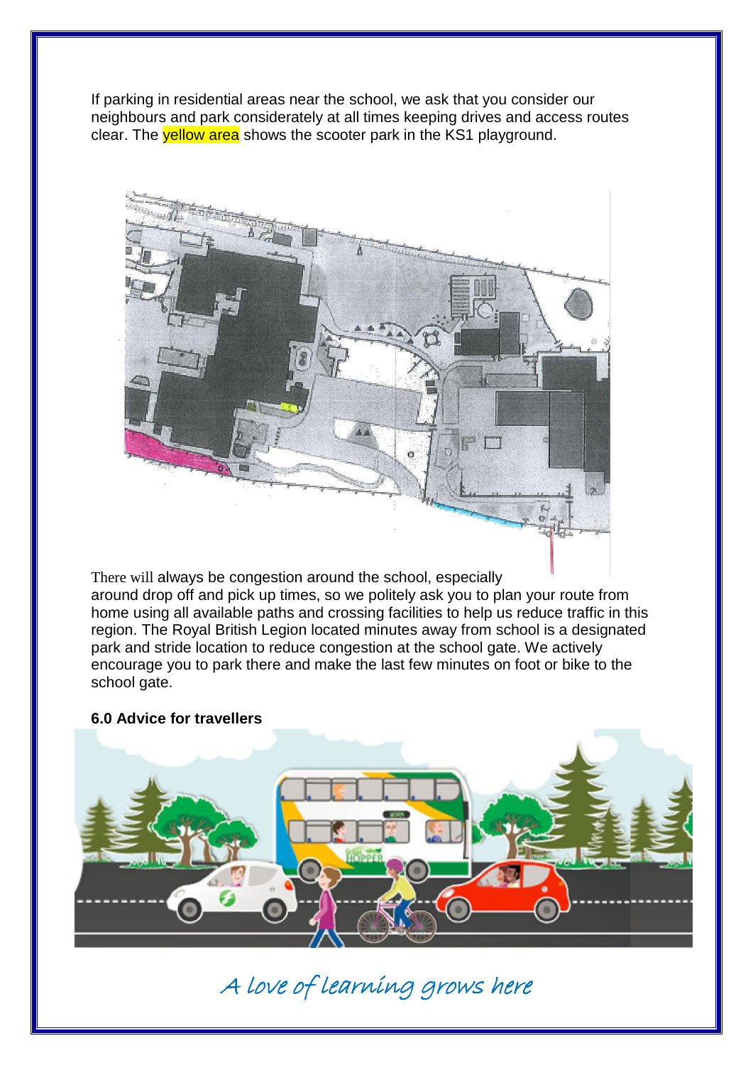If parking in residential areas near the school, we ask that you consider our neighbours and park considerately at all times keeping drives and access routes clear. The yellow area shows the scooter park in the KS1 playground.

There will always be congestion around the school, especially around drop off and pick up times, so we politely ask you to plan your route from home using all available paths and crossing facilities to help us reduce traffic in this region. The Royal British Legion located minutes away from school is a designated park and stride location to reduce congestion at the school gate. We actively encourage you to park there and make the last few minutes on foot or bike to the school gate.

**6.0 Advice for travellers**

*A love of learning grows here*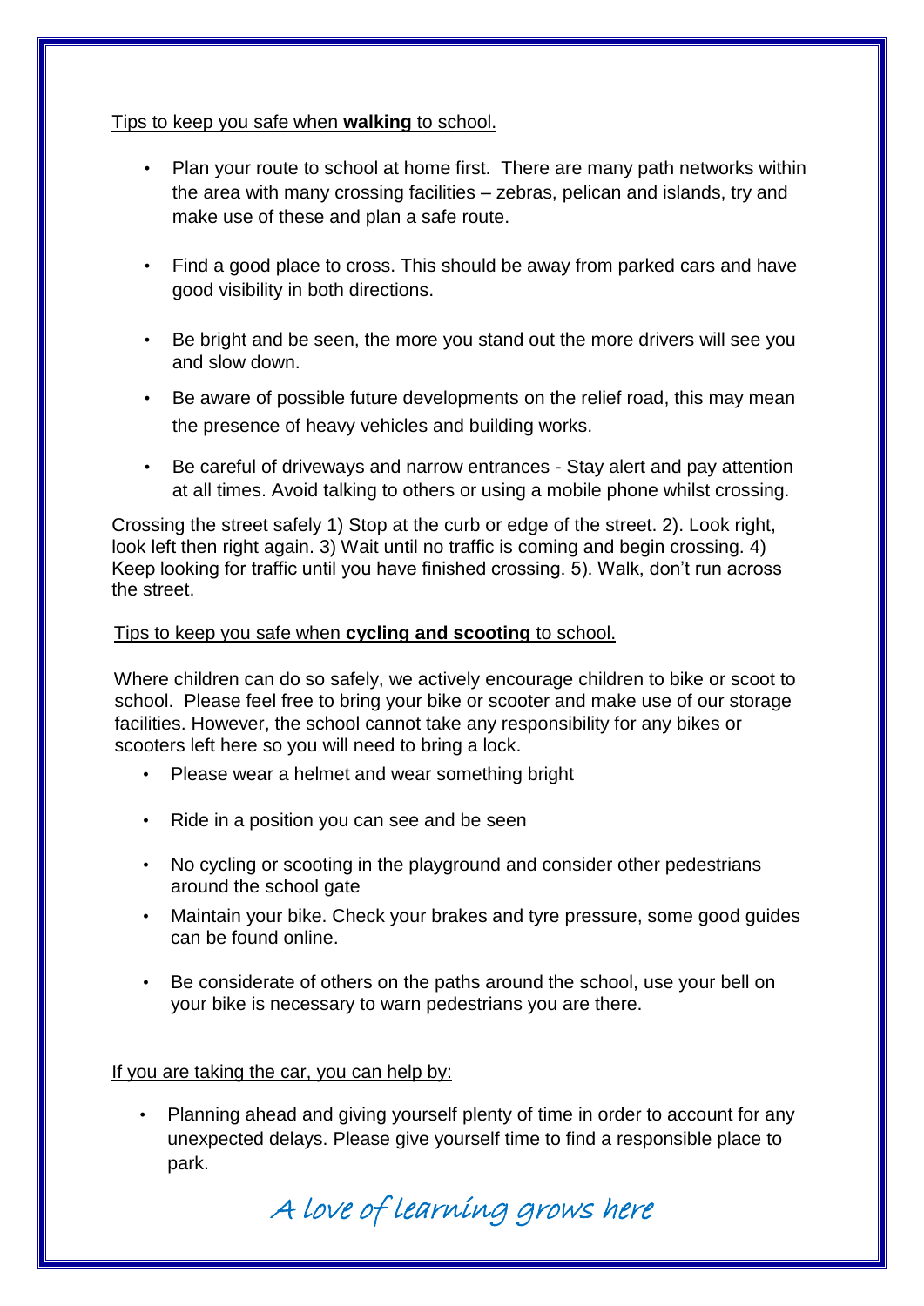Tips to keep you safe when **walking** to school.

- Plan your route to school at home first. There are many path networks within the area with many crossing facilities – zebras, pelican and islands, try and make use of these and plan a safe route.
- Find a good place to cross. This should be away from parked cars and have good visibility in both directions.
- Be bright and be seen, the more you stand out the more drivers will see you and slow down.
- Be aware of possible future developments on the relief road, this may mean the presence of heavy vehicles and building works.
- Be careful of driveways and narrow entrances - Stay alert and pay attention at all times. Avoid talking to others or using a mobile phone whilst crossing.

Crossing the street safely 1) Stop at the curb or edge of the street. 2). Look right, look left then right again. 3) Wait until no traffic is coming and begin crossing. 4) Keep looking for traffic until you have finished crossing. 5). Walk, don't run across the street.

Tips to keep you safe when **cycling and scooting** to school.

Where children can do so safely, we actively encourage children to bike or scoot to school. Please feel free to bring your bike or scooter and make use of our storage facilities. However, the school cannot take any responsibility for any bikes or scooters left here so you will need to bring a lock.

- Please wear a helmet and wear something bright
- Ride in a position you can see and be seen
- No cycling or scooting in the playground and consider other pedestrians around the school gate
- Maintain your bike. Check your brakes and tyre pressure, some good guides can be found online.
- Be considerate of others on the paths around the school, use your bell on your bike is necessary to warn pedestrians you are there.

If you are taking the car, you can help by:

- Planning ahead and giving yourself plenty of time in order to account for any unexpected delays. Please give yourself time to find a responsible place to park.

*A love of learning grows here*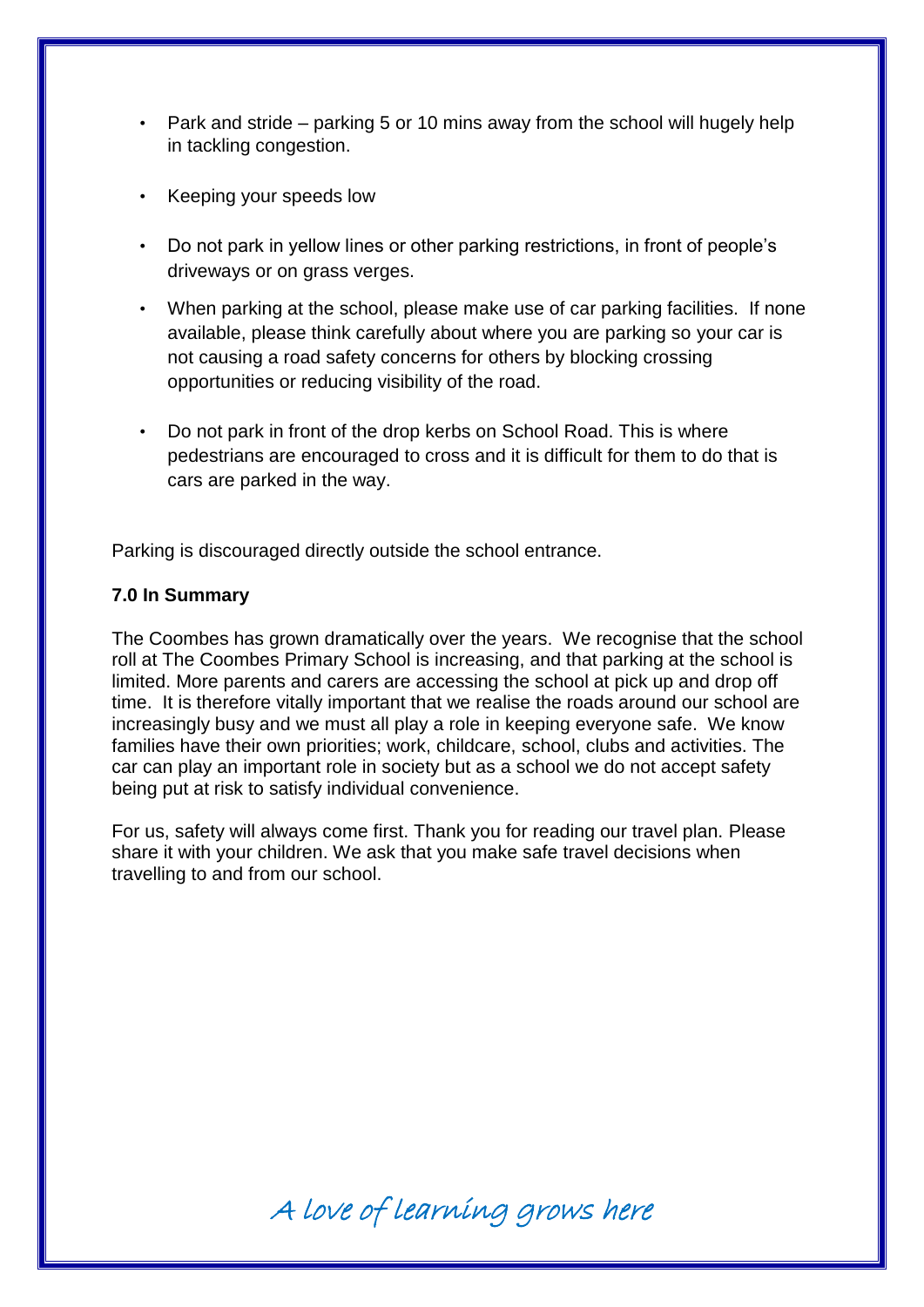- Park and stride – parking 5 or 10 mins away from the school will hugely help in tackling congestion.
- Keeping your speeds low
- Do not park in yellow lines or other parking restrictions, in front of people's driveways or on grass verges.
- When parking at the school, please make use of car parking facilities. If none available, please think carefully about where you are parking so your car is not causing a road safety concerns for others by blocking crossing opportunities or reducing visibility of the road.
- Do not park in front of the drop kerbs on School Road. This is where pedestrians are encouraged to cross and it is difficult for them to do that is cars are parked in the way.

Parking is discouraged directly outside the school entrance.

**7.0 In Summary**

The Coombes has grown dramatically over the years. We recognise that the school roll at The Coombes Primary School is increasing, and that parking at the school is limited. More parents and carers are accessing the school at pick up and drop off time. It is therefore vitally important that we realise the roads around our school are increasingly busy and we must all play a role in keeping everyone safe. We know families have their own priorities; work, childcare, school, clubs and activities. The car can play an important role in society but as a school we do not accept safety being put at risk to satisfy individual convenience.

For us, safety will always come first. Thank you for reading our travel plan. Please share it with your children. We ask that you make safe travel decisions when travelling to and from our school.